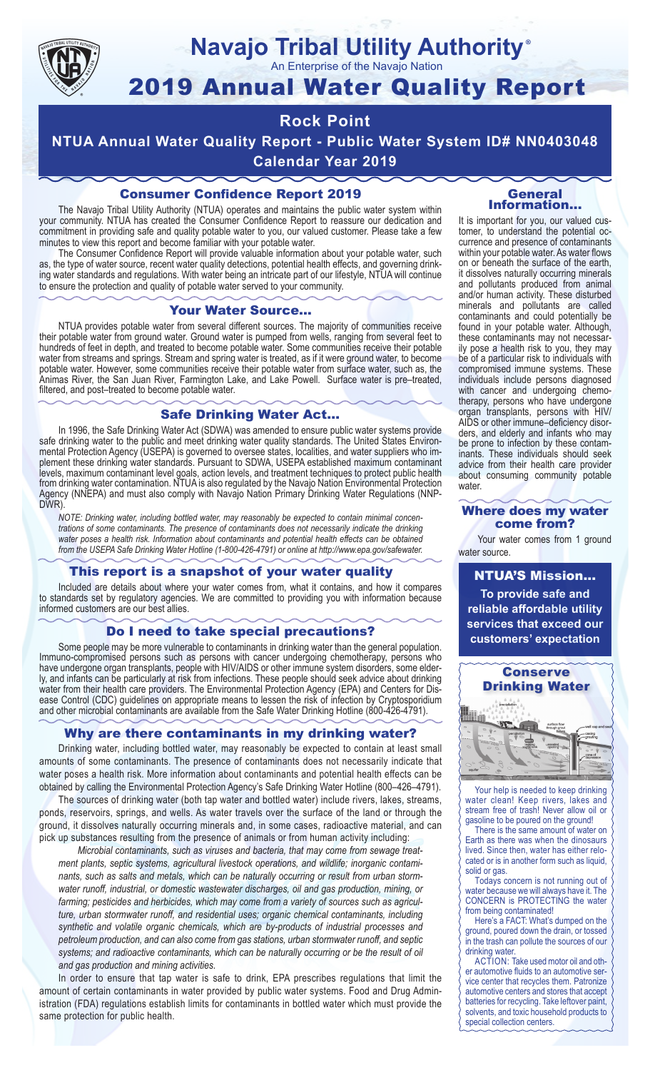# Navajo Tribal Utility Authority®

An Enterprise of the Navajo Nation

# 2019 Annual Water Quality Report

## Rock Point

## NTUA Annual Water Quality Report - Public Water System ID# NN0403048

## Calendar Year 2019

### Consumer Confidence Report 2019

The Navajo Tribal Utility Authority (NTUA) operates and maintains the public water system within your community. NTUA has created the Consumer Confidence Report to reassure our dedication and commitment in providing safe and quality potable water to you, our valued customer. Please take a few minutes to view this report and become familiar with your potable water.

The Consumer Confidence Report will provide valuable information about your potable water, such as, the type of water source, recent water quality detections, potential health effects, and governing drinking water standards and regulations. With water being an intricate part of our lifestyle, NTUA will continue to ensure the protection and quality of potable water served to your community.

### Your Water Source…

NTUA provides potable water from several different sources. The majority of communities receive their potable water from ground water. Ground water is pumped from wells, ranging from several feet to hundreds of feet in depth, and treated to become potable water. Some communities receive their potable water from streams and springs. Stream and spring water is treated, as if it were ground water, to become potable water. However, some communities receive their potable water from surface water, such as, the Animas River, the San Juan River, Farmington Lake, and Lake Powell. Surface water is pre–treated, filtered, and post–treated to become potable water.

### Safe Drinking Water Act…

In 1996, the Safe Drinking Water Act (SDWA) was amended to ensure public water systems provide safe drinking water to the public and meet drinking water quality standards. The United States Environmental Protection Agency (USEPA) is governed to oversee states, localities, and water suppliers who implement these drinking water standards. Pursuant to SDWA, USEPA established maximum contaminant levels, maximum contaminant level goals, action levels, and treatment techniques to protect public health from drinking water contamination. NTUA is also regulated by the Navajo Nation Environmental Protection Agency (NNEPA) and must also comply with Navajo Nation Primary Drinking Water Regulations (NNPDWR).

*NOTE: Drinking water, including bottled water, may reasonably be expected to contain minimal concentrations of some contaminants. The presence of contaminants does not necessarily indicate the drinking water poses a health risk. Information about contaminants and potential health effects can be obtained from the USEPA Safe Drinking Water Hotline (1-800-426-4791) or online at http://www.epa.gov/safewater.*

### This report is a snapshot of your water quality

Included are details about where your water comes from, what it contains, and how it compares to standards set by regulatory agencies. We are committed to providing you with information because informed customers are our best allies.

### Do I need to take special precautions?

Some people may be more vulnerable to contaminants in drinking water than the general population. Immuno-compromised persons such as persons with cancer undergoing chemotherapy, persons who have undergone organ transplants, people with HIV/AIDS or other immune system disorders, some elderly, and infants can be particularly at risk from infections. These people should seek advice about drinking water from their health care providers. The Environmental Protection Agency (EPA) and Centers for Disease Control (CDC) guidelines on appropriate means to lessen the risk of infection by Cryptosporidium and other microbial contaminants are available from the Safe Water Drinking Hotline (800-426-4791).

### Why are there contaminants in my drinking water?

Drinking water, including bottled water, may reasonably be expected to contain at least small amounts of some contaminants. The presence of contaminants does not necessarily indicate that water poses a health risk. More information about contaminants and potential health effects can be obtained by calling the Environmental Protection Agency's Safe Drinking Water Hotline (800–426–4791).

The sources of drinking water (both tap water and bottled water) include rivers, lakes, streams, ponds, reservoirs, springs, and wells. As water travels over the surface of the land or through the ground, it dissolves naturally occurring minerals and, in some cases, radioactive material, and can pick up substances resulting from the presence of animals or from human activity including:

*Microbial contaminants, such as viruses and bacteria, that may come from sewage treatment plants, septic systems, agricultural livestock operations, and wildlife; inorganic contaminants, such as salts and metals, which can be naturally occurring or result from urban stormwater runoff, industrial, or domestic wastewater discharges, oil and gas production, mining, or farming; pesticides and herbicides, which may come from a variety of sources such as agriculture, urban stormwater runoff, and residential uses; organic chemical contaminants, including synthetic and volatile organic chemicals, which are by-products of industrial processes and petroleum production, and can also come from gas stations, urban stormwater runoff, and septic systems; and radioactive contaminants, which can be naturally occurring or be the result of oil and gas production and mining activities.*

In order to ensure that tap water is safe to drink, EPA prescribes regulations that limit the amount of certain contaminants in water provided by public water systems. Food and Drug Administration (FDA) regulations establish limits for contaminants in bottled water which must provide the same protection for public health.

### General Information…

It is important for you, our valued customer, to understand the potential occurrence and presence of contaminants within your potable water. As water flows on or beneath the surface of the earth, it dissolves naturally occurring minerals and pollutants produced from animal and/or human activity. These disturbed minerals and pollutants are called contaminants and could potentially be found in your potable water. Although, these contaminants may not necessarily pose a health risk to you, they may be of a particular risk to individuals with compromised immune systems. These individuals include persons diagnosed with cancer and undergoing chemotherapy, persons who have undergone organ transplants, persons with HIV/AIDS or other immune–deficiency disorders, and elderly and infants who may be prone to infection by these contaminants. These individuals should seek advice from their health care provider about consuming community potable water.

### Where does my water come from?

Your water comes from 1 ground water source.

### NTUA'S Mission…

**To provide safe and reliable affordable utility services that exceed our customers' expectation**

### Conserve Drinking Water

Your help is needed to keep drinking water clean! Keep rivers, lakes and stream free of trash! Never allow oil or gasoline to be poured on the ground!

There is the same amount of water on Earth as there was when the dinosaurs lived. Since then, water has either relocated or is in another form such as liquid, solid or gas.

Todays concern is not running out of water because we will always have it. The CONCERN is PROTECTING the water from being contaminated!

Here's a FACT: What's dumped on the ground, poured down the drain, or tossed in the trash can pollute the sources of our drinking water.

ACTION: Take used motor oil and other automotive fluids to an automotive service center that recycles them. Patronize automotive centers and stores that accept batteries for recycling. Take leftover paint, solvents, and toxic household products to special collection centers.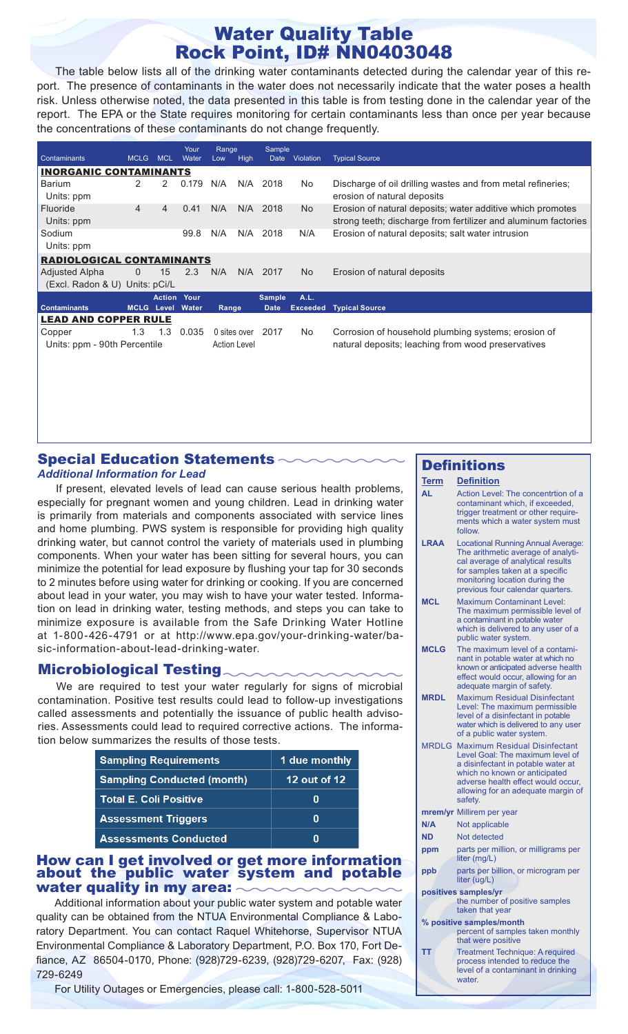# Water Quality Table
# Rock Point, ID# NN0403048

The table below lists all of the drinking water contaminants detected during the calendar year of this report. The presence of contaminants in the water does not necessarily indicate that the water poses a health risk. Unless otherwise noted, the data presented in this table is from testing done in the calendar year of the report. The EPA or the State requires monitoring for certain contaminants less than once per year because the concentrations of these contaminants do not change frequently.

| Contaminants | MCLG | MCL | Your Water | Range Low | Range High | Sample Date | Violation | Typical Source |
|---|---|---|---|---|---|---|---|---|
| **INORGANIC CONTAMINANTS** | | | | | | | | |
| Barium<br>Units: ppm | 2 | 2 | 0.179 | N/A | N/A | 2018 | No | Discharge of oil drilling wastes and from metal refineries; erosion of natural deposits |
| Fluoride<br>Units: ppm | 4 | 4 | 0.41 | N/A | N/A | 2018 | No | Erosion of natural deposits; water additive which promotes strong teeth; discharge from fertilizer and aluminum factories |
| Sodium<br>Units: ppm | | | 99.8 | N/A | N/A | 2018 | N/A | Erosion of natural deposits; salt water intrusion |
| **RADIOLOGICAL CONTAMINANTS** | | | | | | | | |
| Adjusted Alpha<br>(Excl. Radon & U) Units: pCi/L | 0 | 15 | 2.3 | N/A | N/A | 2017 | No | Erosion of natural deposits |

| Contaminants | MCLG | Action Level | Your Water | Range | Sample Date | A.L. Exceeded | Typical Source |
|---|---|---|---|---|---|---|---|
| **LEAD AND COPPER RULE** | | | | | | | |
| Copper<br>Units: ppm - 90th Percentile | 1.3 | 1.3 | 0.035 | 0 sites over Action Level | 2017 | No | Corrosion of household plumbing systems; erosion of natural deposits; leaching from wood preservatives |

## Special Education Statements

***Additional Information for Lead***

If present, elevated levels of lead can cause serious health problems, especially for pregnant women and young children. Lead in drinking water is primarily from materials and components associated with service lines and home plumbing. PWS system is responsible for providing high quality drinking water, but cannot control the variety of materials used in plumbing components. When your water has been sitting for several hours, you can minimize the potential for lead exposure by flushing your tap for 30 seconds to 2 minutes before using water for drinking or cooking. If you are concerned about lead in your water, you may wish to have your water tested. Information on lead in drinking water, testing methods, and steps you can take to minimize exposure is available from the Safe Drinking Water Hotline at 1-800-426-4791 or at http://www.epa.gov/your-drinking-water/basic-information-about-lead-drinking-water.

## Microbiological Testing

We are required to test your water regularly for signs of microbial contamination. Positive test results could lead to follow-up investigations called assessments and potentially the issuance of public health advisories. Assessments could lead to required corrective actions. The information below summarizes the results of those tests.

| Sampling Requirements | 1 due monthly |
|---|---|
| Sampling Conducted (month) | 12 out of 12 |
| Total E. Coli Positive | 0 |
| Assessment Triggers | 0 |
| Assessments Conducted | 0 |

## How can I get involved or get more information about the public water system and potable water quality in my area:

Additional information about your public water system and potable water quality can be obtained from the NTUA Environmental Compliance & Laboratory Department. You can contact Raquel Whitehorse, Supervisor NTUA Environmental Compliance & Laboratory Department, P.O. Box 170, Fort Defiance, AZ 86504-0170, Phone: (928)729-6239, (928)729-6207, Fax: (928) 729-6249

For Utility Outages or Emergencies, please call: 1-800-528-5011

## Definitions

| Term | Definition |
|---|---|
| **AL** | Action Level: The concentrtion of a contaminant which, if exceeded, trigger treatment or other requirements which a water system must follow. |
| **LRAA** | Locational Running Annual Average: The arithmetic average of analytical average of analytical results for samples taken at a specific monitoring location during the previous four calendar quarters. |
| **MCL** | Maximum Contaminant Level: The maximum permissible level of a contaminant in potable water which is delivered to any user of a public water system. |
| **MCLG** | The maximum level of a contaminant in potable water at which no known or anticipated adverse health effect would occur, allowing for an adequate margin of safety. |
| **MRDL** | Maximum Residual Disinfectant Level: The maximum permissible level of a disinfectant in potable water which is delivered to any user of a public water system. |
| **MRDLG** | Maximum Residual Disinfectant Level Goal: The maximum level of a disinfectant in potable water at which no known or anticipated adverse health effect would occur, allowing for an adequate margin of safety. |
| **mrem/yr** | Millirem per year |
| **N/A** | Not applicable |
| **ND** | Not detected |
| **ppm** | parts per million, or milligrams per liter (mg/L) |
| **ppb** | parts per billion, or microgram per liter (ug/L) |
| **positives samples/yr** | the number of positive samples taken that year |
| **% positive samples/month** | percent of samples taken monthly that were positive |
| **TT** | Treatment Technique: A required process intended to reduce the level of a contaminant in drinking water. |